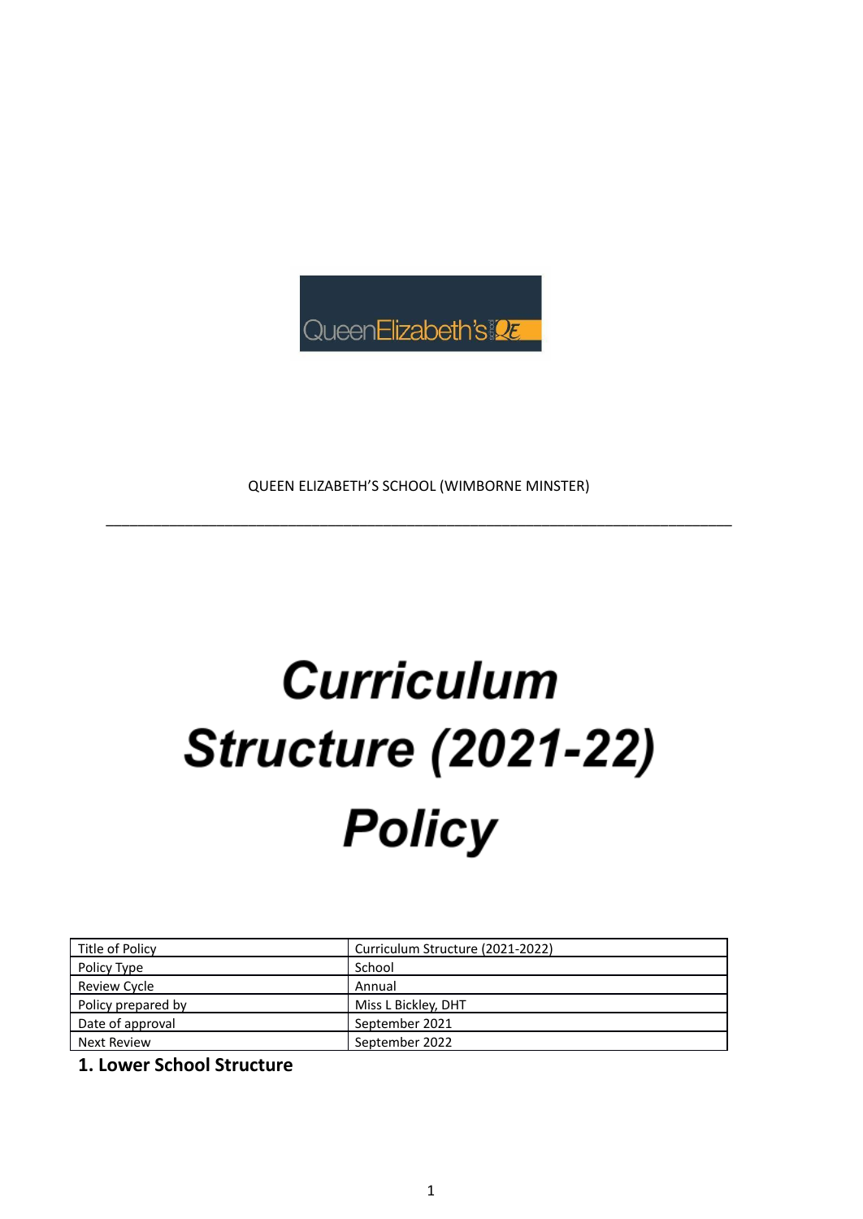QUEEN ELIZABETH'S SCHOOL (WIMBORNE MINSTER)

---

# Curriculum Structure (2021-22) Policy

| Title of Policy | Curriculum Structure (2021-2022) |
|---|---|
| Policy Type | School |
| Review Cycle | Annual |
| Policy prepared by | Miss L Bickley, DHT |
| Date of approval | September 2021 |
| Next Review | September 2022 |

## 1. Lower School Structure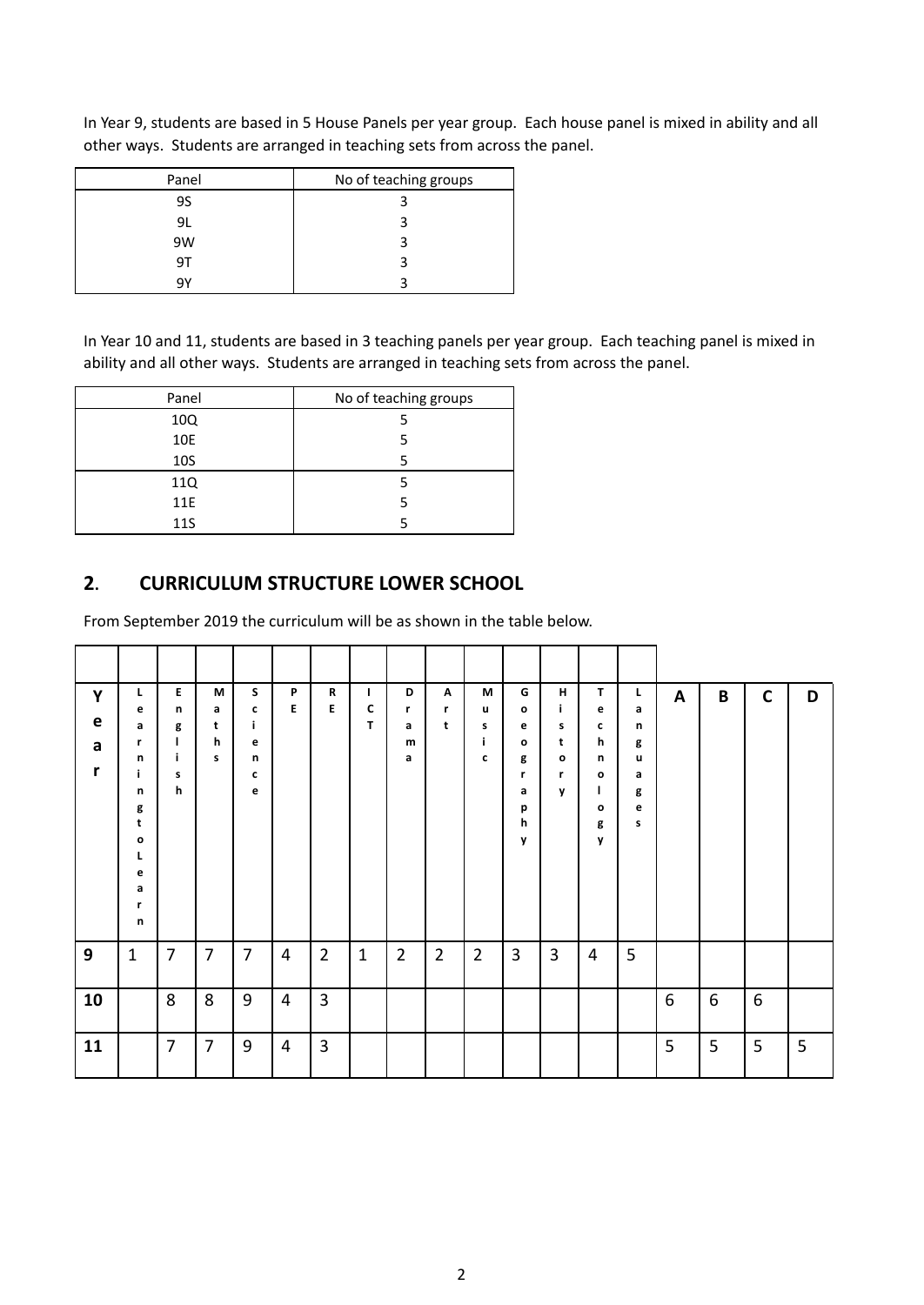In Year 9, students are based in 5 House Panels per year group. Each house panel is mixed in ability and all other ways. Students are arranged in teaching sets from across the panel.

| Panel | No of teaching groups |
|---|---|
| 9S | 3 |
| 9L | 3 |
| 9W | 3 |
| 9T | 3 |
| 9Y | 3 |

In Year 10 and 11, students are based in 3 teaching panels per year group. Each teaching panel is mixed in ability and all other ways. Students are arranged in teaching sets from across the panel.

| Panel | No of teaching groups |
|---|---|
| 10Q | 5 |
| 10E | 5 |
| 10S | 5 |
| 11Q | 5 |
| 11E | 5 |
| 11S | 5 |

## 2. CURRICULUM STRUCTURE LOWER SCHOOL

From September 2019 the curriculum will be as shown in the table below.

| Year | Learning to Learn | English | Maths | Science | PE | RE | ICT | Drama | Art | Music | Geography | History | Technology | Languages | A | B | C | D |
|---|---|---|---|---|---|---|---|---|---|---|---|---|---|---|---|---|---|---|
| 9 | 1 | 7 | 7 | 7 | 4 | 2 | 1 | 2 | 2 | 2 | 3 | 3 | 4 | 5 | | | | |
| 10 | | 8 | 8 | 9 | 4 | 3 | | | | | | | | | 6 | 6 | 6 | |
| 11 | | 7 | 7 | 9 | 4 | 3 | | | | | | | | | 5 | 5 | 5 | 5 |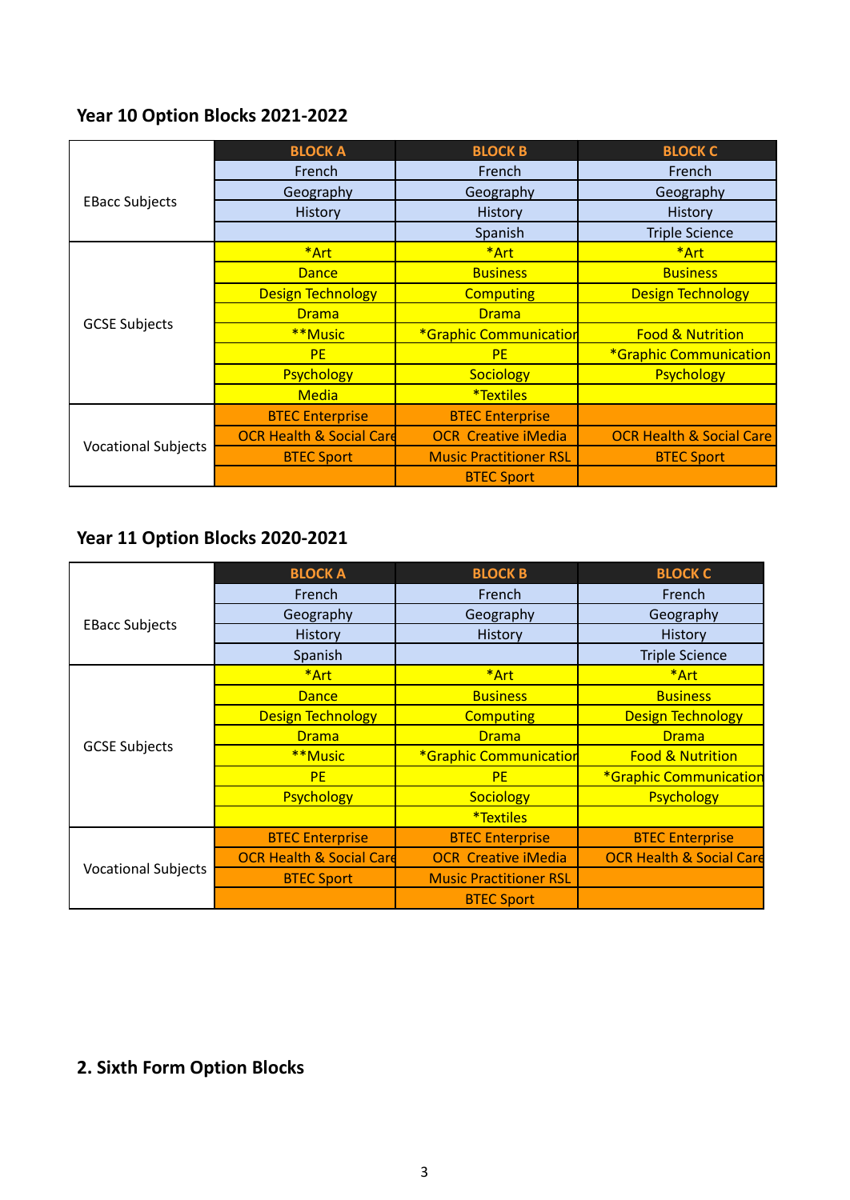## Year 10 Option Blocks 2021-2022

| | BLOCK A | BLOCK B | BLOCK C |
|---|---|---|---|
| EBacc Subjects | French | French | French |
| | Geography | Geography | Geography |
| | History | History | History |
| | | Spanish | Triple Science |
| GCSE Subjects | *Art | *Art | *Art |
| | Dance | Business | Business |
| | Design Technology | Computing | Design Technology |
| | Drama | Drama | |
| | **Music | *Graphic Communication | Food & Nutrition |
| | PE | PE | *Graphic Communication |
| | Psychology | Sociology | Psychology |
| | Media | *Textiles | |
| Vocational Subjects | BTEC Enterprise | BTEC Enterprise | |
| | OCR Health & Social Care | OCR Creative iMedia | OCR Health & Social Care |
| | BTEC Sport | Music Practitioner RSL | BTEC Sport |
| | | BTEC Sport | |

## Year 11 Option Blocks 2020-2021

| | BLOCK A | BLOCK B | BLOCK C |
|---|---|---|---|
| EBacc Subjects | French | French | French |
| | Geography | Geography | Geography |
| | History | History | History |
| | Spanish | | Triple Science |
| GCSE Subjects | *Art | *Art | *Art |
| | Dance | Business | Business |
| | Design Technology | Computing | Design Technology |
| | Drama | Drama | Drama |
| | **Music | *Graphic Communication | Food & Nutrition |
| | PE | PE | *Graphic Communication |
| | Psychology | Sociology | Psychology |
| | | *Textiles | |
| Vocational Subjects | BTEC Enterprise | BTEC Enterprise | BTEC Enterprise |
| | OCR Health & Social Care | OCR Creative iMedia | OCR Health & Social Care |
| | BTEC Sport | Music Practitioner RSL | |
| | | BTEC Sport | |

## 2. Sixth Form Option Blocks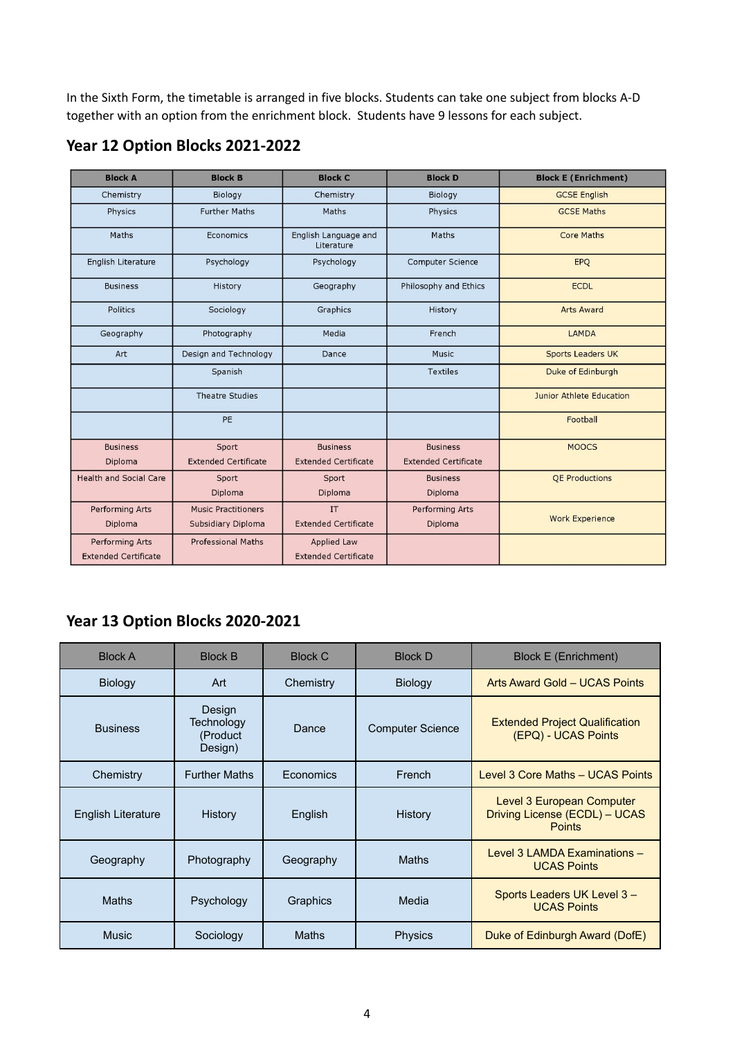In the Sixth Form, the timetable is arranged in five blocks. Students can take one subject from blocks A-D together with an option from the enrichment block. Students have 9 lessons for each subject.

## Year 12 Option Blocks 2021-2022

| Block A | Block B | Block C | Block D | Block E (Enrichment) |
|---|---|---|---|---|
| Chemistry | Biology | Chemistry | Biology | GCSE English |
| Physics | Further Maths | Maths | Physics | GCSE Maths |
| Maths | Economics | English Language and Literature | Maths | Core Maths |
| English Literature | Psychology | Psychology | Computer Science | EPQ |
| Business | History | Geography | Philosophy and Ethics | ECDL |
| Politics | Sociology | Graphics | History | Arts Award |
| Geography | Photography | Media | French | LAMDA |
| Art | Design and Technology | Dance | Music | Sports Leaders UK |
| | Spanish | | Textiles | Duke of Edinburgh |
| | Theatre Studies | | | Junior Athlete Education |
| | PE | | | Football |
| Business Diploma | Sport Extended Certificate | Business Extended Certificate | Business Extended Certificate | MOOCS |
| Health and Social Care | Sport Diploma | Sport Diploma | Business Diploma | QE Productions |
| Performing Arts Diploma | Music Practitioners Subsidiary Diploma | IT Extended Certificate | Performing Arts Diploma | Work Experience |
| Performing Arts Extended Certificate | Professional Maths | Applied Law Extended Certificate | | |

## Year 13 Option Blocks 2020-2021

| Block A | Block B | Block C | Block D | Block E (Enrichment) |
|---|---|---|---|---|
| Biology | Art | Chemistry | Biology | Arts Award Gold – UCAS Points |
| Business | Design Technology (Product Design) | Dance | Computer Science | Extended Project Qualification (EPQ) - UCAS Points |
| Chemistry | Further Maths | Economics | French | Level 3 Core Maths – UCAS Points |
| English Literature | History | English | History | Level 3 European Computer Driving License (ECDL) – UCAS Points |
| Geography | Photography | Geography | Maths | Level 3 LAMDA Examinations – UCAS Points |
| Maths | Psychology | Graphics | Media | Sports Leaders UK Level 3 – UCAS Points |
| Music | Sociology | Maths | Physics | Duke of Edinburgh Award (DofE) |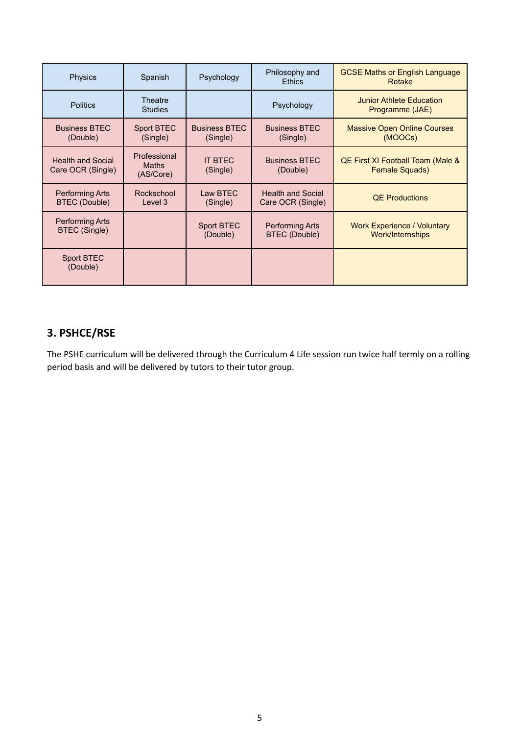| | | | | |
|---|---|---|---|---|
| Physics | Spanish | Psychology | Philosophy and Ethics | GCSE Maths or English Language Retake |
| Politics | Theatre Studies | | Psychology | Junior Athlete Education Programme (JAE) |
| Business BTEC (Double) | Sport BTEC (Single) | Business BTEC (Single) | Business BTEC (Single) | Massive Open Online Courses (MOOCs) |
| Health and Social Care OCR (Single) | Professional Maths (AS/Core) | IT BTEC (Single) | Business BTEC (Double) | QE First XI Football Team (Male & Female Squads) |
| Performing Arts BTEC (Double) | Rockschool Level 3 | Law BTEC (Single) | Health and Social Care OCR (Single) | QE Productions |
| Performing Arts BTEC (Single) | | Sport BTEC (Double) | Performing Arts BTEC (Double) | Work Experience / Voluntary Work/Internships |
| Sport BTEC (Double) | | | | |

## 3. PSHCE/RSE

The PSHE curriculum will be delivered through the Curriculum 4 Life session run twice half termly on a rolling period basis and will be delivered by tutors to their tutor group.